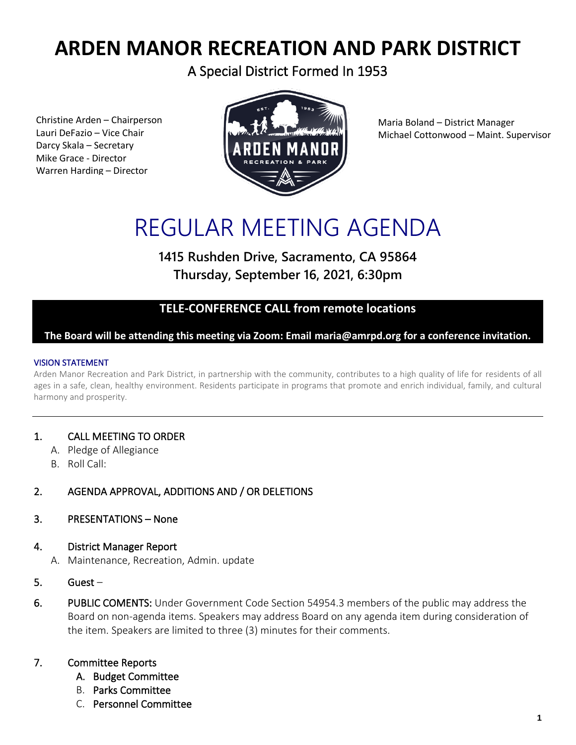# ARDEN MANOR RECREATION AND PARK DISTRICT

A Special District Formed In 1953

Christine Arden – Chairperson
Lauri DeFazio – Vice Chair
Darcy Skala – Secretary
Mike Grace - Director
Warren Harding – Director

Maria Boland – District Manager
Michael Cottonwood – Maint. Supervisor

# REGULAR MEETING AGENDA

**1415 Rushden Drive, Sacramento, CA 95864**
**Thursday, September 16, 2021, 6:30pm**

**TELE-CONFERENCE CALL from remote locations**

**The Board will be attending this meeting via Zoom: Email maria@amrpd.org for a conference invitation.**

VISION STATEMENT

Arden Manor Recreation and Park District, in partnership with the community, contributes to a high quality of life for residents of all ages in a safe, clean, healthy environment. Residents participate in programs that promote and enrich individual, family, and cultural harmony and prosperity.

---

1. CALL MEETING TO ORDER
   A. Pledge of Allegiance
   B. Roll Call:

2. AGENDA APPROVAL, ADDITIONS AND / OR DELETIONS

3. PRESENTATIONS – None

4. District Manager Report
   A. Maintenance, Recreation, Admin. update

5. Guest –

6. **PUBLIC COMENTS:** Under Government Code Section 54954.3 members of the public may address the Board on non-agenda items. Speakers may address Board on any agenda item during consideration of the item. Speakers are limited to three (3) minutes for their comments.

7. Committee Reports
   A. Budget Committee
   B. Parks Committee
   C. Personnel Committee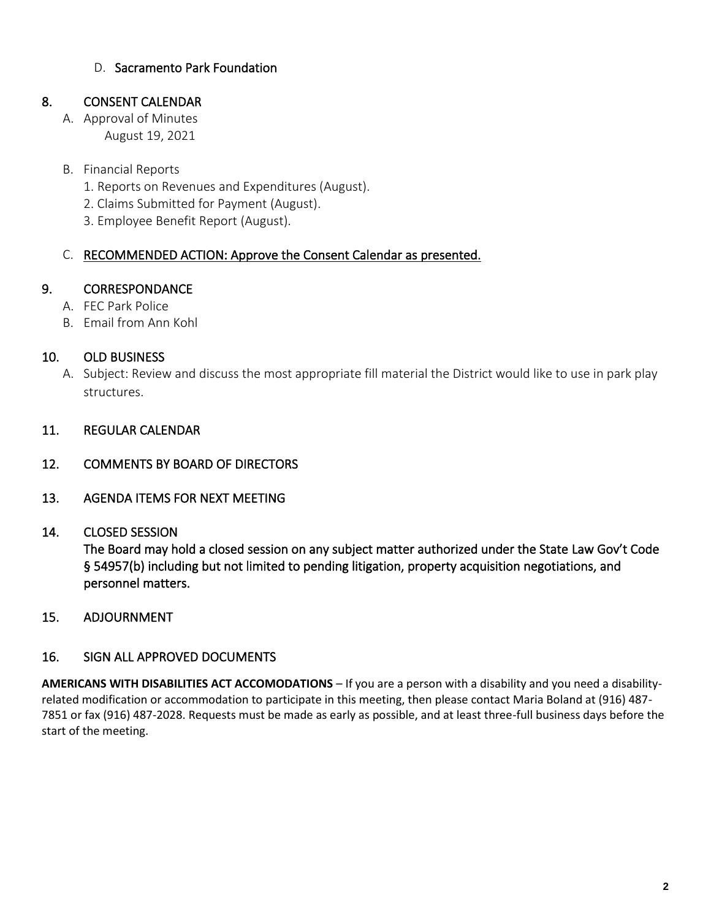D. Sacramento Park Foundation

## 8. CONSENT CALENDAR

A. Approval of Minutes
   August 19, 2021

B. Financial Reports
   1. Reports on Revenues and Expenditures (August).
   2. Claims Submitted for Payment (August).
   3. Employee Benefit Report (August).

C. RECOMMENDED ACTION: Approve the Consent Calendar as presented.

## 9. CORRESPONDANCE

A. FEC Park Police
B. Email from Ann Kohl

## 10. OLD BUSINESS

A. Subject: Review and discuss the most appropriate fill material the District would like to use in park play structures.

## 11. REGULAR CALENDAR

## 12. COMMENTS BY BOARD OF DIRECTORS

## 13. AGENDA ITEMS FOR NEXT MEETING

## 14. CLOSED SESSION

The Board may hold a closed session on any subject matter authorized under the State Law Gov't Code § 54957(b) including but not limited to pending litigation, property acquisition negotiations, and personnel matters.

## 15. ADJOURNMENT

## 16. SIGN ALL APPROVED DOCUMENTS

**AMERICANS WITH DISABILITIES ACT ACCOMODATIONS** – If you are a person with a disability and you need a disability-related modification or accommodation to participate in this meeting, then please contact Maria Boland at (916) 487-7851 or fax (916) 487-2028. Requests must be made as early as possible, and at least three-full business days before the start of the meeting.